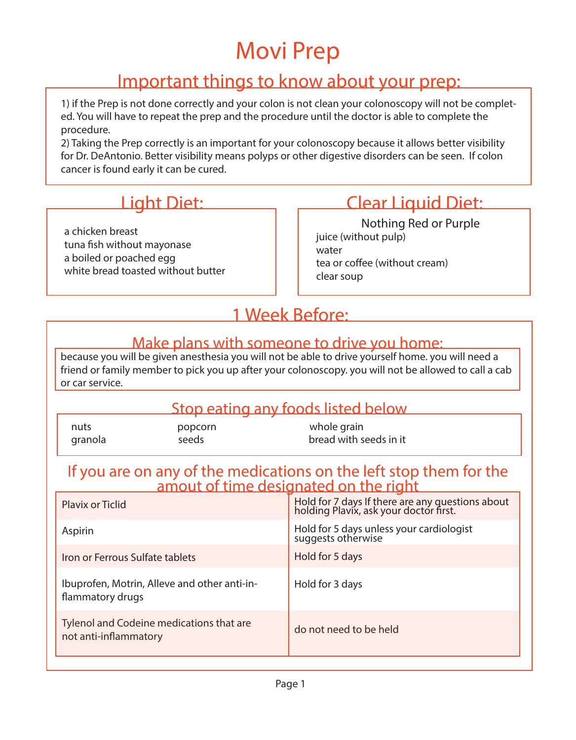# Movi Prep

## Important things to know about your prep:

1) if the Prep is not done correctly and your colon is not clean your colonoscopy will not be completed. You will have to repeat the prep and the procedure until the doctor is able to complete the procedure.
2) Taking the Prep correctly is an important for your colonoscopy because it allows better visibility for Dr. DeAntonio. Better visibility means polyps or other digestive disorders can be seen. If colon cancer is found early it can be cured.

## Light Diet:

a chicken breast
tuna fish without mayonase
a boiled or poached egg
white bread toasted without butter

## Clear Liquid Diet:

Nothing Red or Purple

juice (without pulp)
water
tea or coffee (without cream)
clear soup

## 1 Week Before:

### Make plans with someone to drive you home:

because you will be given anesthesia you will not be able to drive yourself home. you will need a friend or family member to pick you up after your colonoscopy. you will not be allowed to call a cab or car service.

### Stop eating any foods listed below

| | | |
|---|---|---|
| nuts | popcorn | whole grain |
| granola | seeds | bread with seeds in it |

### If you are on any of the medications on the left stop them for the amout of time designated on the right

| | |
|---|---|
| Plavix or Ticlid | Hold for 7 days If there are any questions about holding Plavix, ask your doctor first. |
| Aspirin | Hold for 5 days unless your cardiologist suggests otherwise |
| Iron or Ferrous Sulfate tablets | Hold for 5 days |
| Ibuprofen, Motrin, Alleve and other anti-inflammatory drugs | Hold for 3 days |
| Tylenol and Codeine medications that are not anti-inflammatory | do not need to be held |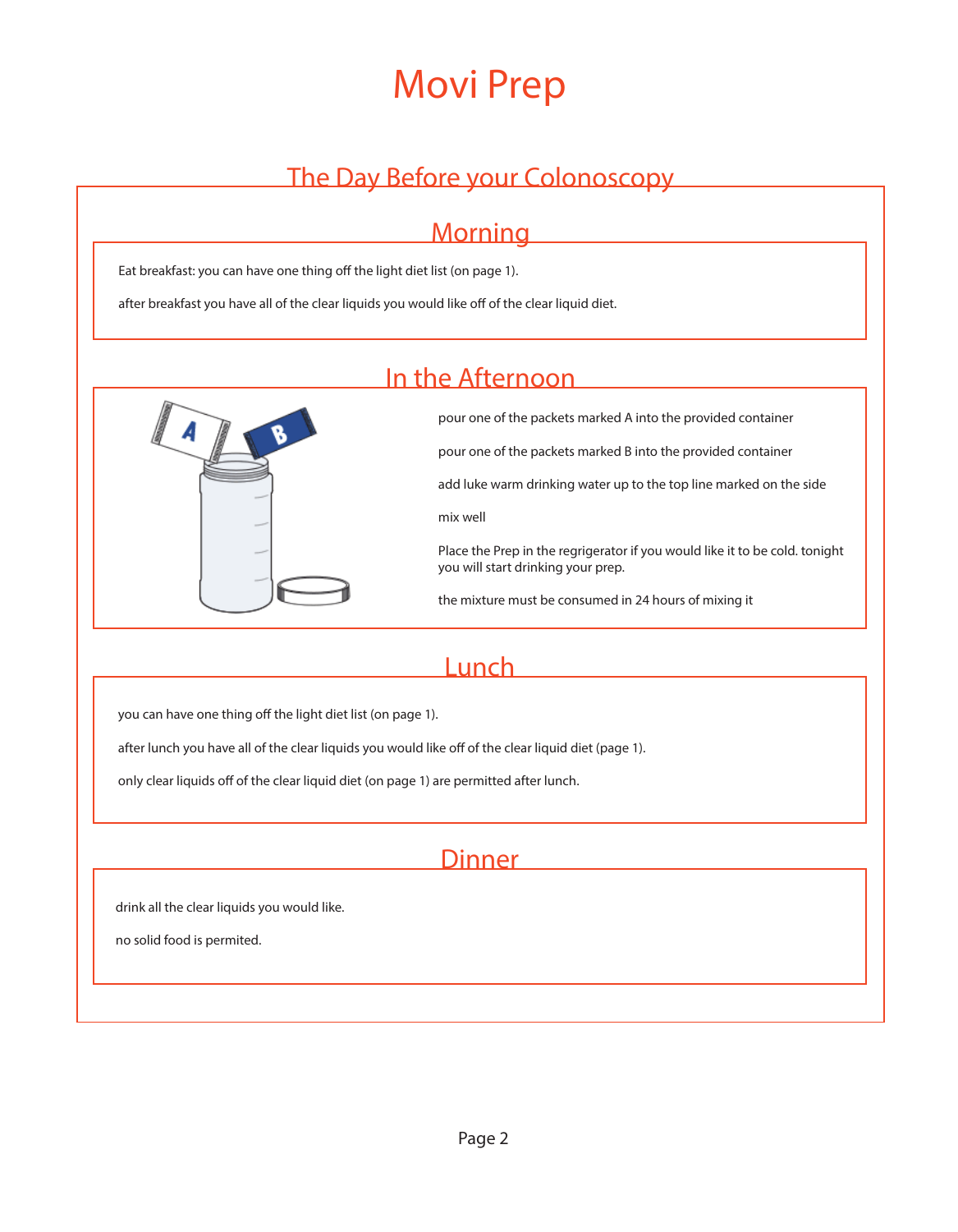# Movi Prep

## The Day Before your Colonoscopy

### Morning

Eat breakfast: you can have one thing off the light diet list (on page 1).

after breakfast you have all of the clear liquids you would like off of the clear liquid diet.

### In the Afternoon

pour one of the packets marked A into the provided container

pour one of the packets marked B into the provided container

add luke warm drinking water up to the top line marked on the side

mix well

Place the Prep in the regrigerator if you would like it to be cold. tonight you will start drinking your prep.

the mixture must be consumed in 24 hours of mixing it

### Lunch

you can have one thing off the light diet list (on page 1).

after lunch you have all of the clear liquids you would like off of the clear liquid diet (page 1).

only clear liquids off of the clear liquid diet (on page 1) are permitted after lunch.

### Dinner

drink all the clear liquids you would like.

no solid food is permited.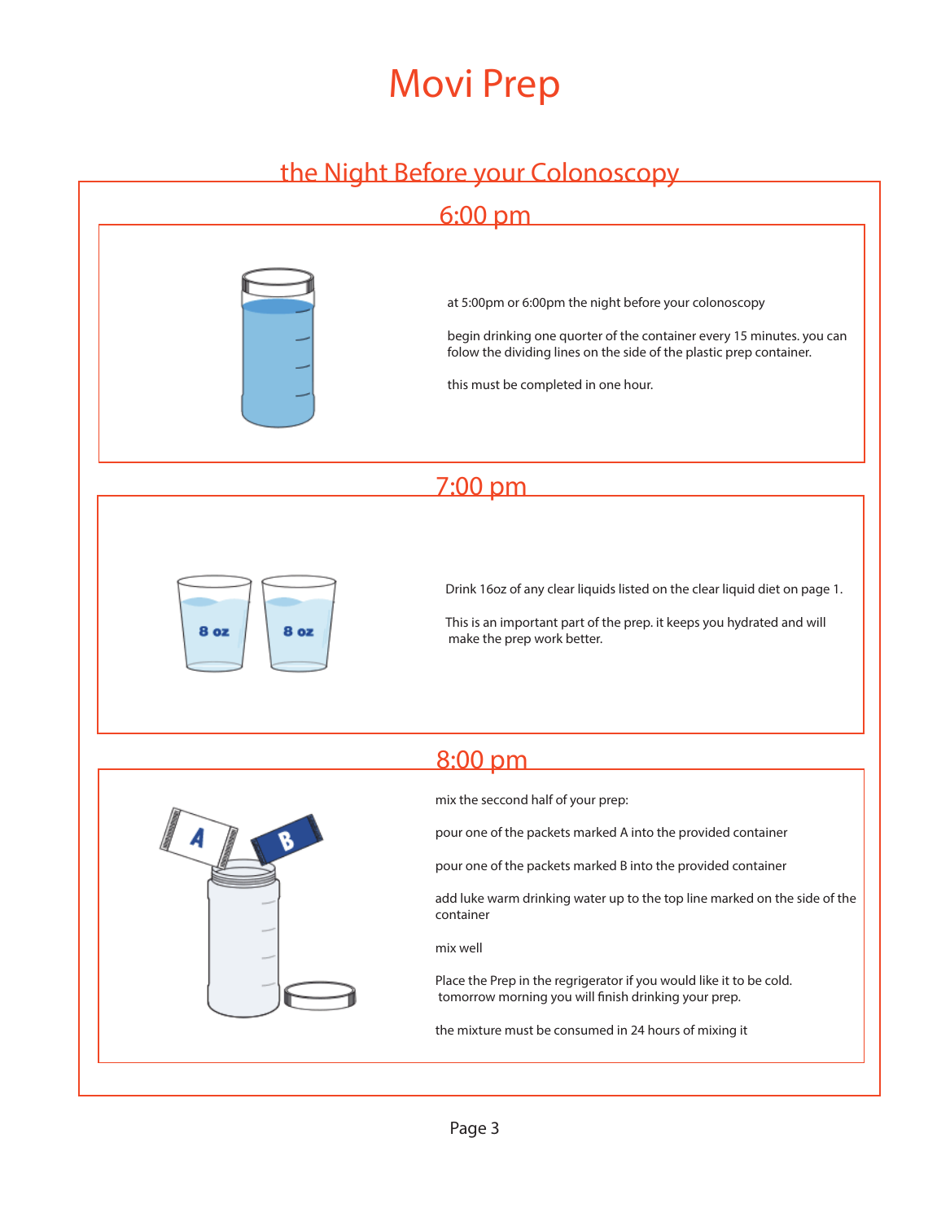# Movi Prep

## the Night Before your Colonoscopy

### 6:00 pm

at 5:00pm or 6:00pm the night before your colonoscopy

begin drinking one quarter of the container every 15 minutes. you can folow the dividing lines on the side of the plastic prep container.

this must be completed in one hour.

### 7:00 pm

Drink 16oz of any clear liquids listed on the clear liquid diet on page 1.

This is an important part of the prep. it keeps you hydrated and will make the prep work better.

### 8:00 pm

mix the seccond half of your prep:

pour one of the packets marked A into the provided container

pour one of the packets marked B into the provided container

add luke warm drinking water up to the top line marked on the side of the container

mix well

Place the Prep in the regrigerator if you would like it to be cold. tomorrow morning you will finish drinking your prep.

the mixture must be consumed in 24 hours of mixing it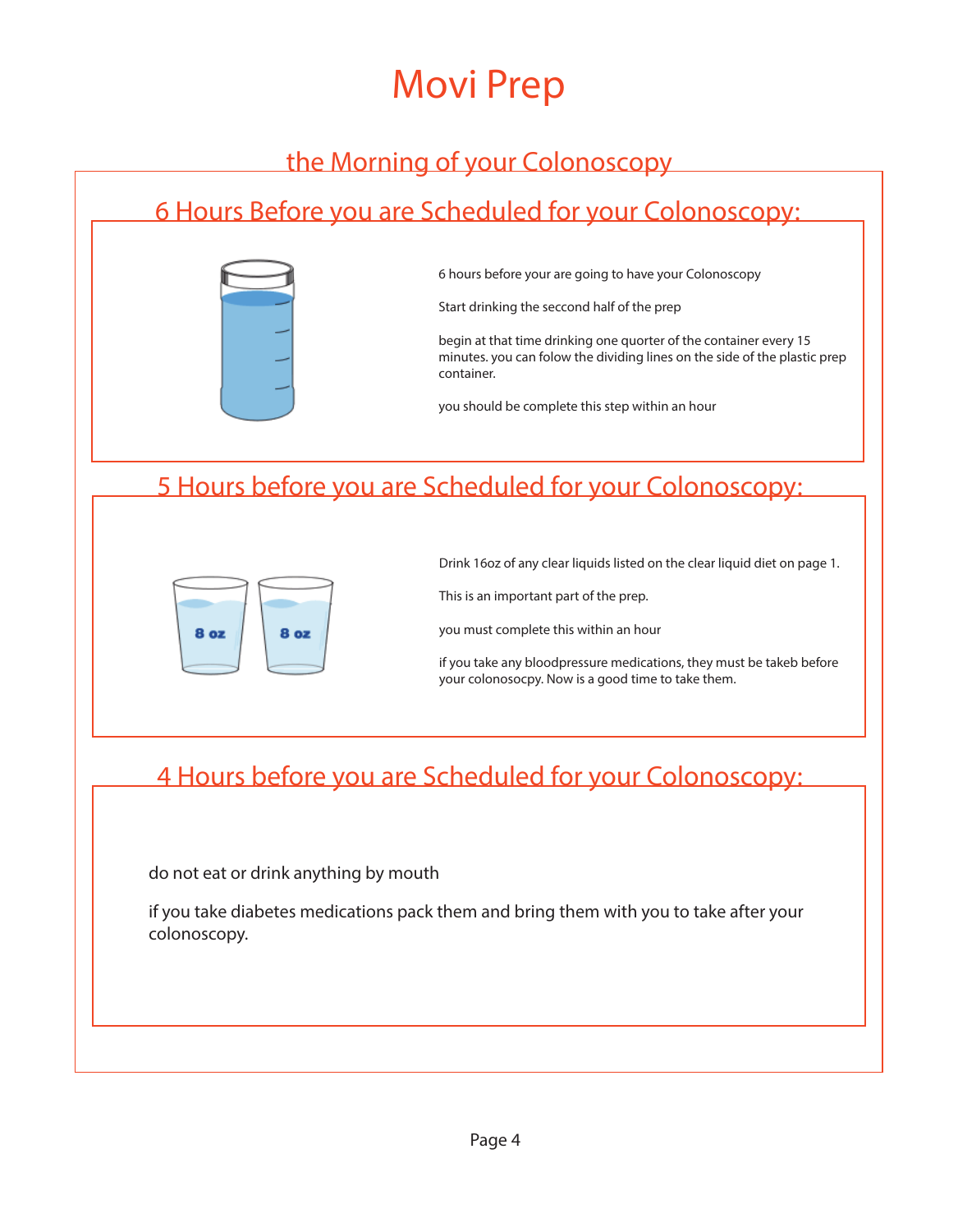# Movi Prep

## the Morning of your Colonoscopy

### 6 Hours Before you are Scheduled for your Colonoscopy:

6 hours before your are going to have your Colonoscopy

Start drinking the seccond half of the prep

begin at that time drinking one quorter of the container every 15 minutes. you can folow the dividing lines on the side of the plastic prep container.

you should be complete this step within an hour

### 5 Hours before you are Scheduled for your Colonoscopy:

8 oz

8 oz

Drink 16oz of any clear liquids listed on the clear liquid diet on page 1.

This is an important part of the prep.

you must complete this within an hour

if you take any bloodpressure medications, they must be takeb before your colonosocpy. Now is a good time to take them.

### 4 Hours before you are Scheduled for your Colonoscopy:

do not eat or drink anything by mouth

if you take diabetes medications pack them and bring them with you to take after your colonoscopy.